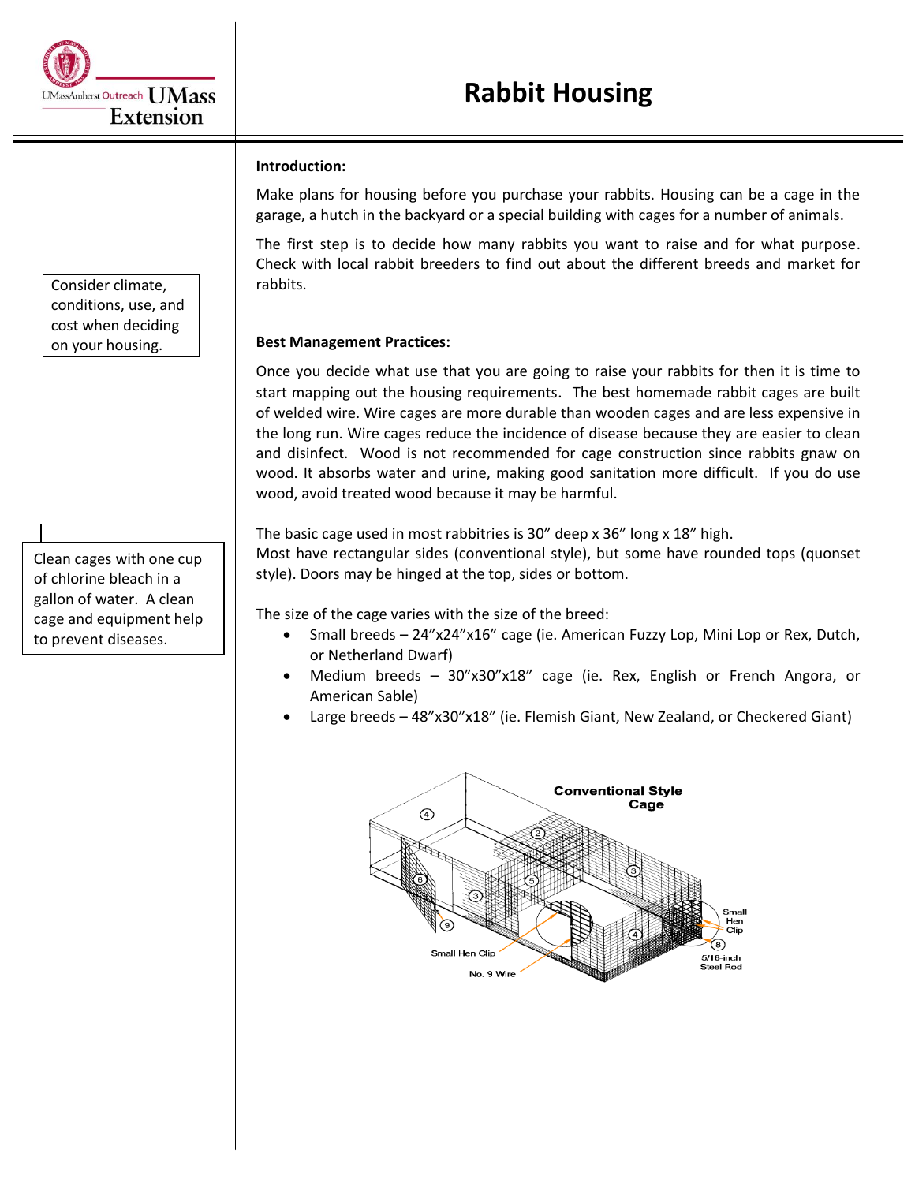# Rabbit Housing

**Introduction:**

Make plans for housing before you purchase your rabbits. Housing can be a cage in the garage, a hutch in the backyard or a special building with cages for a number of animals.

The first step is to decide how many rabbits you want to raise and for what purpose. Check with local rabbit breeders to find out about the different breeds and market for rabbits.

> Consider climate, conditions, use, and cost when deciding on your housing.

**Best Management Practices:**

Once you decide what use that you are going to raise your rabbits for then it is time to start mapping out the housing requirements. The best homemade rabbit cages are built of welded wire. Wire cages are more durable than wooden cages and are less expensive in the long run. Wire cages reduce the incidence of disease because they are easier to clean and disinfect. Wood is not recommended for cage construction since rabbits gnaw on wood. It absorbs water and urine, making good sanitation more difficult. If you do use wood, avoid treated wood because it may be harmful.

> Clean cages with one cup of chlorine bleach in a gallon of water. A clean cage and equipment help to prevent diseases.

The basic cage used in most rabbitries is 30" deep x 36" long x 18" high.
Most have rectangular sides (conventional style), but some have rounded tops (quonset style). Doors may be hinged at the top, sides or bottom.

The size of the cage varies with the size of the breed:

- Small breeds – 24"x24"x16" cage (ie. American Fuzzy Lop, Mini Lop or Rex, Dutch, or Netherland Dwarf)
- Medium breeds – 30"x30"x18" cage (ie. Rex, English or French Angora, or American Sable)
- Large breeds – 48"x30"x18" (ie. Flemish Giant, New Zealand, or Checkered Giant)

Conventional Style Cage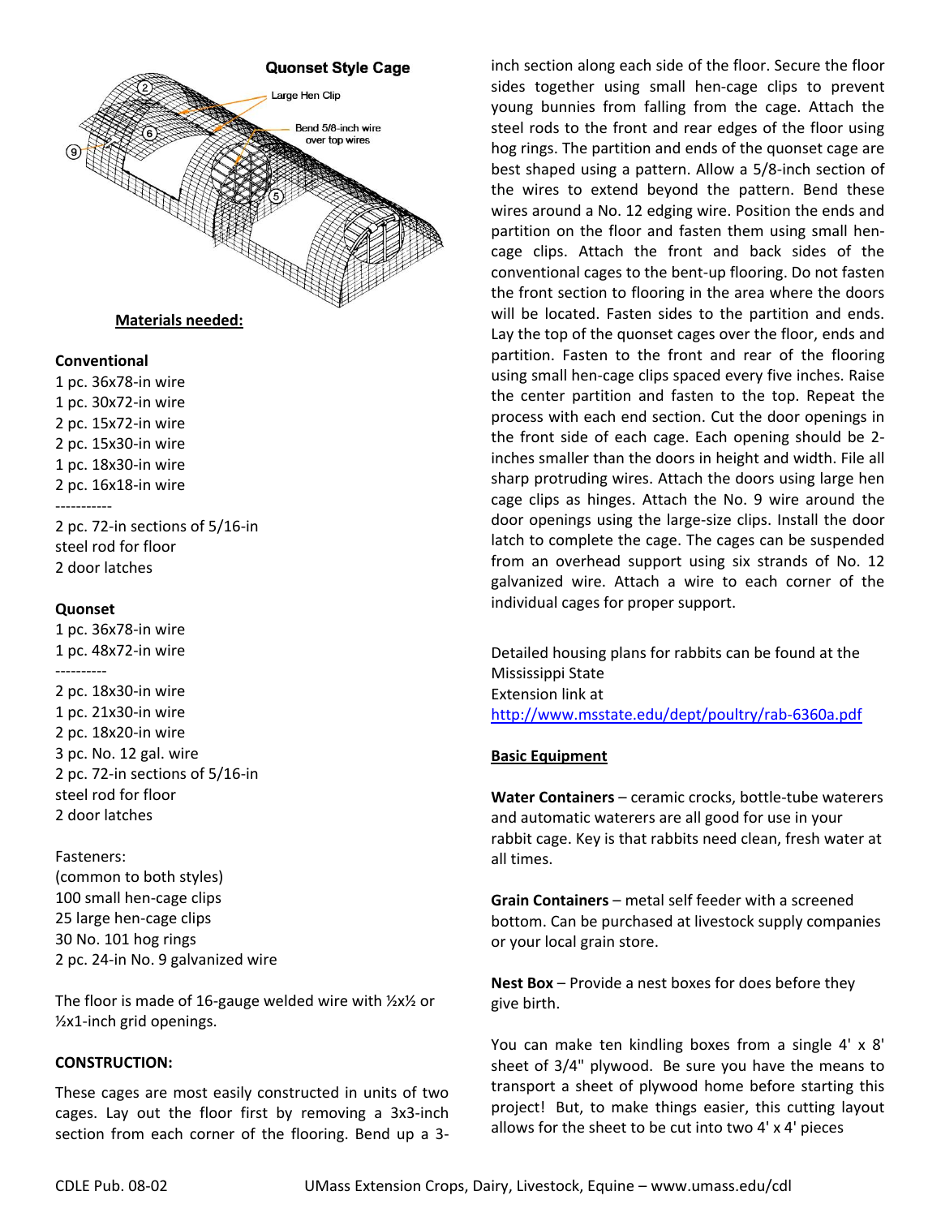**Quonset Style Cage**

Large Hen Clip

Bend 5/8-inch wire over top wires

**Materials needed:**

**Conventional**
1 pc. 36x78-in wire
1 pc. 30x72-in wire
2 pc. 15x72-in wire
2 pc. 15x30-in wire
1 pc. 18x30-in wire
2 pc. 16x18-in wire
-----------
2 pc. 72-in sections of 5/16-in steel rod for floor
2 door latches

**Quonset**
1 pc. 36x78-in wire
1 pc. 48x72-in wire
----------
2 pc. 18x30-in wire
1 pc. 21x30-in wire
2 pc. 18x20-in wire
3 pc. No. 12 gal. wire
2 pc. 72-in sections of 5/16-in steel rod for floor
2 door latches

Fasteners:
(common to both styles)
100 small hen-cage clips
25 large hen-cage clips
30 No. 101 hog rings
2 pc. 24-in No. 9 galvanized wire

The floor is made of 16-gauge welded wire with ½x½ or ½x1-inch grid openings.

**CONSTRUCTION:**

These cages are most easily constructed in units of two cages. Lay out the floor first by removing a 3x3-inch section from each corner of the flooring. Bend up a 3-inch section along each side of the floor. Secure the floor sides together using small hen-cage clips to prevent young bunnies from falling from the cage. Attach the steel rods to the front and rear edges of the floor using hog rings. The partition and ends of the quonset cage are best shaped using a pattern. Allow a 5/8-inch section of the wires to extend beyond the pattern. Bend these wires around a No. 12 edging wire. Position the ends and partition on the floor and fasten them using small hen-cage clips. Attach the front and back sides of the conventional cages to the bent-up flooring. Do not fasten the front section to flooring in the area where the doors will be located. Fasten sides to the partition and ends. Lay the top of the quonset cages over the floor, ends and partition. Fasten to the front and rear of the flooring using small hen-cage clips spaced every five inches. Raise the center partition and fasten to the top. Repeat the process with each end section. Cut the door openings in the front side of each cage. Each opening should be 2-inches smaller than the doors in height and width. File all sharp protruding wires. Attach the doors using large hen cage clips as hinges. Attach the No. 9 wire around the door openings using the large-size clips. Install the door latch to complete the cage. The cages can be suspended from an overhead support using six strands of No. 12 galvanized wire. Attach a wire to each corner of the individual cages for proper support.

Detailed housing plans for rabbits can be found at the Mississippi State Extension link at http://www.msstate.edu/dept/poultry/rab-6360a.pdf

**Basic Equipment**

**Water Containers** – ceramic crocks, bottle-tube waterers and automatic waterers are all good for use in your rabbit cage. Key is that rabbits need clean, fresh water at all times.

**Grain Containers** – metal self feeder with a screened bottom. Can be purchased at livestock supply companies or your local grain store.

**Nest Box** – Provide a nest boxes for does before they give birth.

You can make ten kindling boxes from a single 4' x 8' sheet of 3/4" plywood. Be sure you have the means to transport a sheet of plywood home before starting this project! But, to make things easier, this cutting layout allows for the sheet to be cut into two 4' x 4' pieces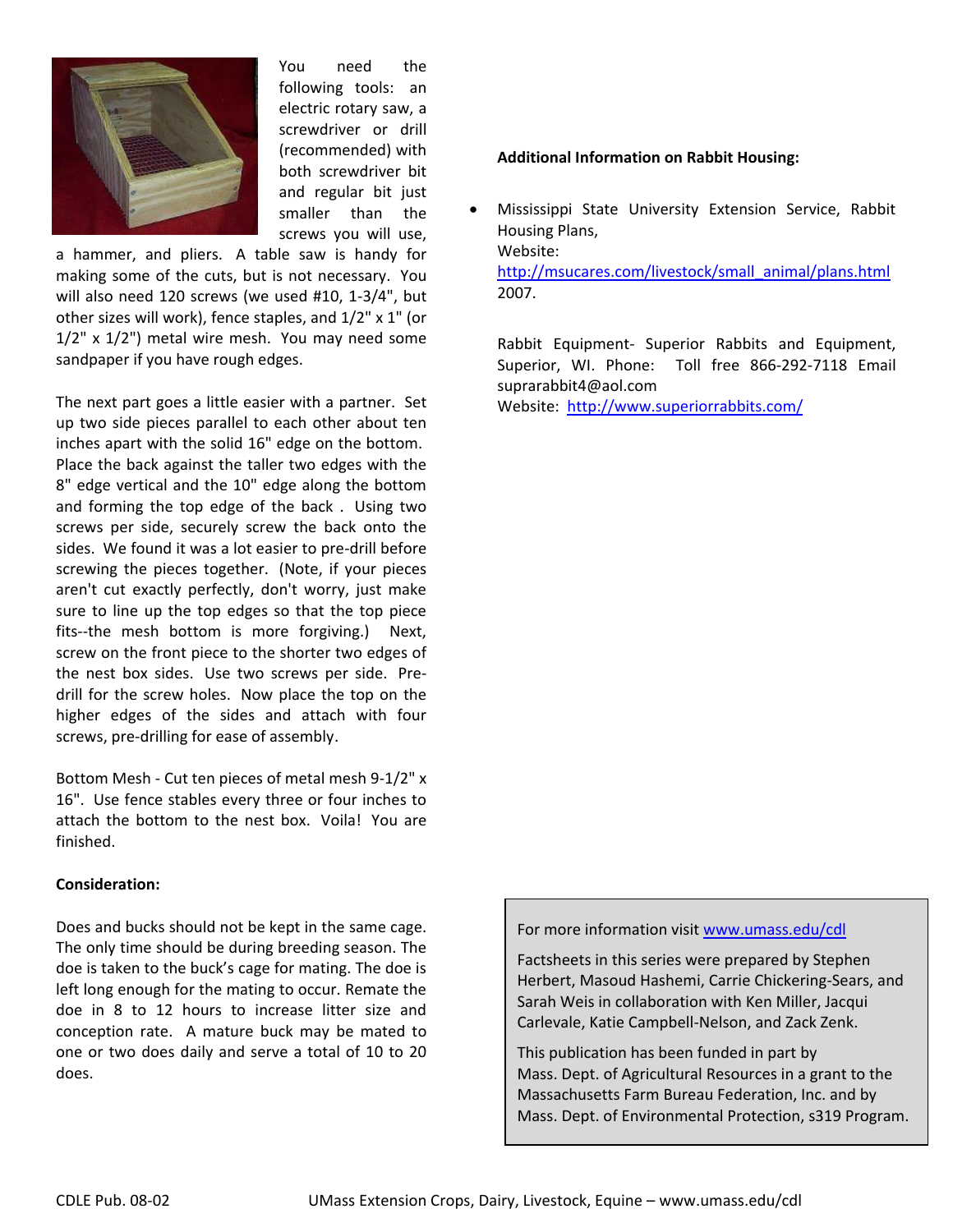You need the following tools: an electric rotary saw, a screwdriver or drill (recommended) with both screwdriver bit and regular bit just smaller than the screws you will use, a hammer, and pliers. A table saw is handy for making some of the cuts, but is not necessary. You will also need 120 screws (we used #10, 1-3/4", but other sizes will work), fence staples, and 1/2" x 1" (or 1/2" x 1/2") metal wire mesh. You may need some sandpaper if you have rough edges.

The next part goes a little easier with a partner. Set up two side pieces parallel to each other about ten inches apart with the solid 16" edge on the bottom. Place the back against the taller two edges with the 8" edge vertical and the 10" edge along the bottom and forming the top edge of the back . Using two screws per side, securely screw the back onto the sides. We found it was a lot easier to pre-drill before screwing the pieces together. (Note, if your pieces aren't cut exactly perfectly, don't worry, just make sure to line up the top edges so that the top piece fits--the mesh bottom is more forgiving.) Next, screw on the front piece to the shorter two edges of the nest box sides. Use two screws per side. Pre-drill for the screw holes. Now place the top on the higher edges of the sides and attach with four screws, pre-drilling for ease of assembly.

Bottom Mesh - Cut ten pieces of metal mesh 9-1/2" x 16". Use fence stables every three or four inches to attach the bottom to the nest box. Voila! You are finished.

**Consideration:**

Does and bucks should not be kept in the same cage. The only time should be during breeding season. The doe is taken to the buck's cage for mating. The doe is left long enough for the mating to occur. Remate the doe in 8 to 12 hours to increase litter size and conception rate. A mature buck may be mated to one or two does daily and serve a total of 10 to 20 does.

**Additional Information on Rabbit Housing:**

- Mississippi State University Extension Service, Rabbit Housing Plans,
  Website:
  http://msucares.com/livestock/small_animal/plans.html
  2007.

  Rabbit Equipment- Superior Rabbits and Equipment, Superior, WI. Phone: Toll free 866-292-7118 Email suprarabbit4@aol.com
  Website: http://www.superiorrabbits.com/

For more information visit www.umass.edu/cdl

Factsheets in this series were prepared by Stephen Herbert, Masoud Hashemi, Carrie Chickering-Sears, and Sarah Weis in collaboration with Ken Miller, Jacqui Carlevale, Katie Campbell-Nelson, and Zack Zenk.

This publication has been funded in part by Mass. Dept. of Agricultural Resources in a grant to the Massachusetts Farm Bureau Federation, Inc. and by Mass. Dept. of Environmental Protection, s319 Program.